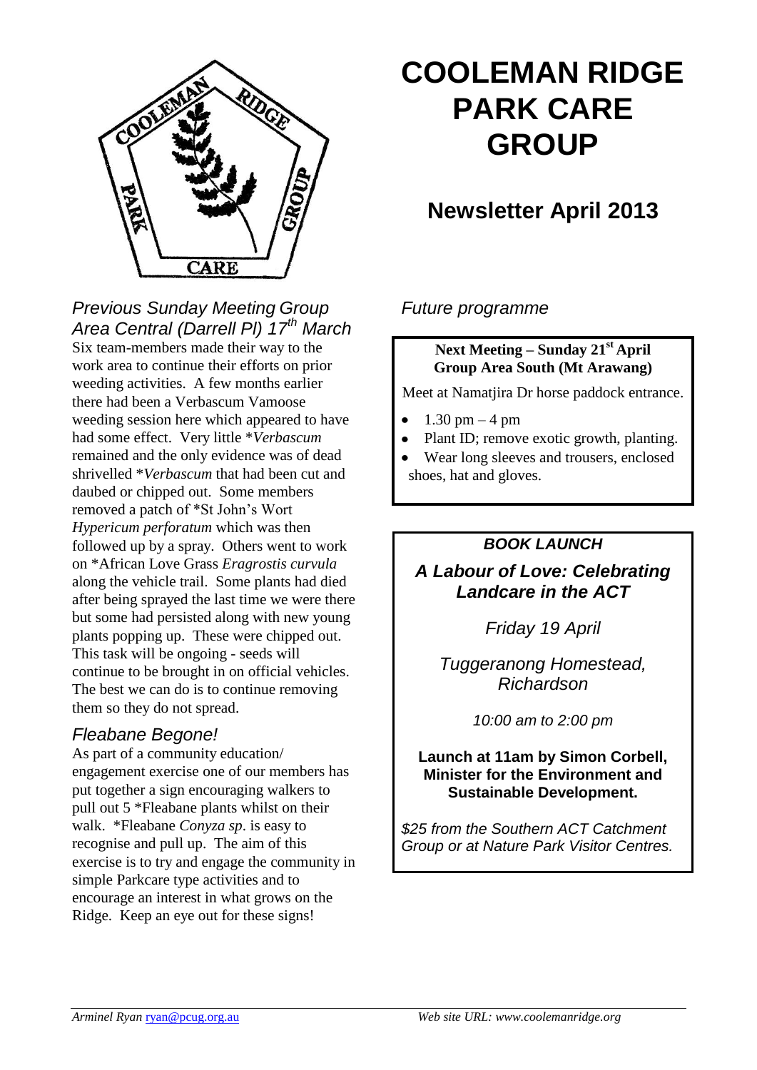# COOLEMAN RIDGE PARK CARE GROUP

## Newsletter April 2013

### *Previous Sunday Meeting Group Area Central (Darrell Pl) 17th March*

Six team-members made their way to the work area to continue their efforts on prior weeding activities. A few months earlier there had been a Verbascum Vamoose weeding session here which appeared to have had some effect. Very little **Verbascum* remained and the only evidence was of dead shrivelled **Verbascum* that had been cut and daubed or chipped out. Some members removed a patch of *St John's Wort *Hypericum perforatum* which was then followed up by a spray. Others went to work on *African Love Grass *Eragrostis curvula* along the vehicle trail. Some plants had died after being sprayed the last time we were there but some had persisted along with new young plants popping up. These were chipped out. This task will be ongoing - seeds will continue to be brought in on official vehicles. The best we can do is to continue removing them so they do not spread.

### *Fleabane Begone!*

As part of a community education/ engagement exercise one of our members has put together a sign encouraging walkers to pull out 5 *Fleabane plants whilst on their walk. *Fleabane *Conyza sp*. is easy to recognise and pull up. The aim of this exercise is to try and engage the community in simple Parkcare type activities and to encourage an interest in what grows on the Ridge. Keep an eye out for these signs!

### *Future programme*

**Next Meeting – Sunday 21st April**
**Group Area South (Mt Arawang)**

Meet at Namatjira Dr horse paddock entrance.

- 1.30 pm – 4 pm
- Plant ID; remove exotic growth, planting.
- Wear long sleeves and trousers, enclosed shoes, hat and gloves.

***BOOK LAUNCH***

***A Labour of Love: Celebrating Landcare in the ACT***

*Friday 19 April*

*Tuggeranong Homestead, Richardson*

*10:00 am to 2:00 pm*

**Launch at 11am by Simon Corbell, Minister for the Environment and Sustainable Development.**

*$25 from the Southern ACT Catchment Group or at Nature Park Visitor Centres.*

*Arminel Ryan* ryan@pcug.org.au *Web site URL: www.coolemanridge.org*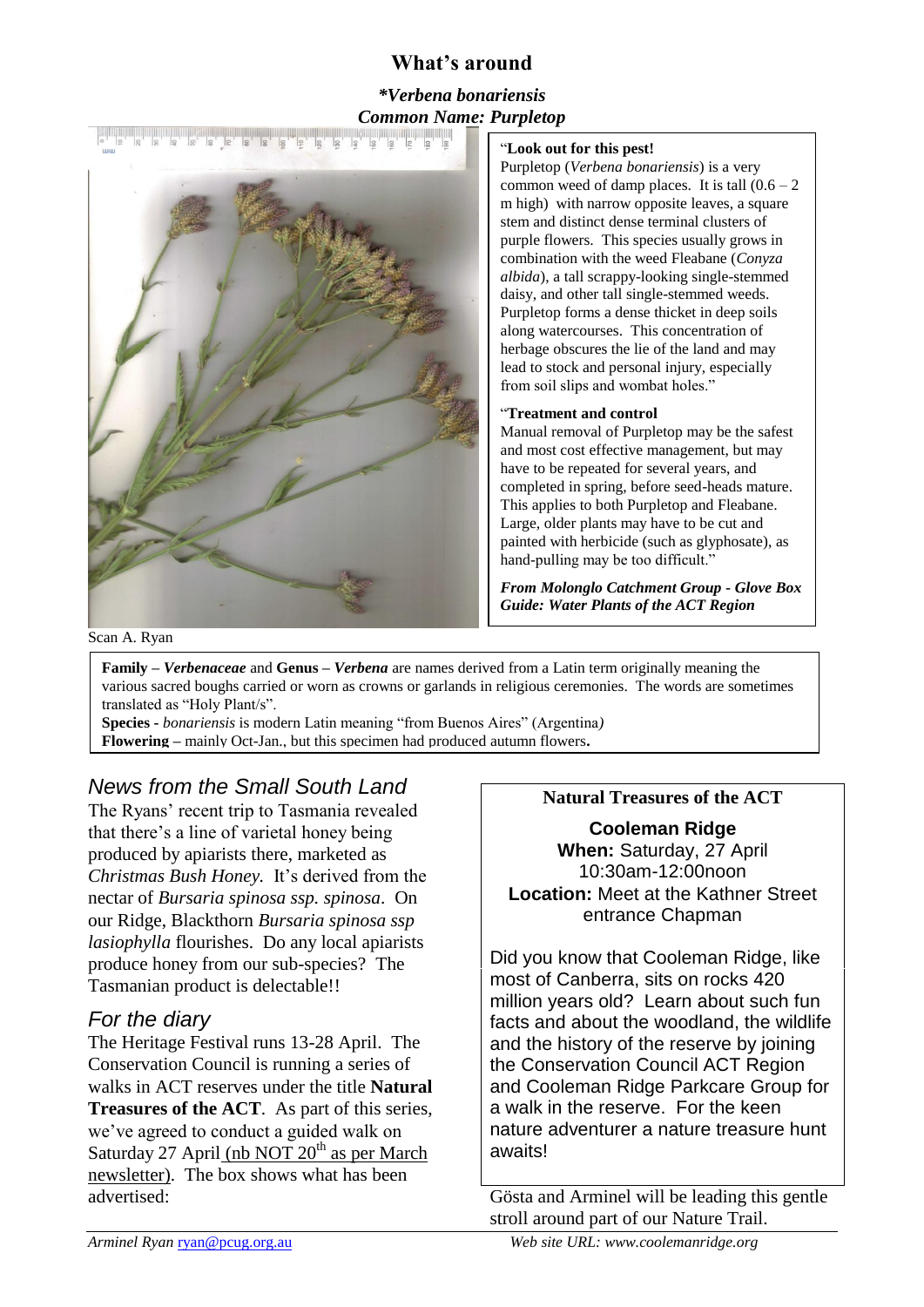# What's around

### *\*Verbena bonariensis*
### *Common Name: Purpletop*

Scan A. Ryan

"**Look out for this pest!**
Purpletop (*Verbena bonariensis*) is a very common weed of damp places. It is tall (0.6 – 2 m high) with narrow opposite leaves, a square stem and distinct dense terminal clusters of purple flowers. This species usually grows in combination with the weed Fleabane (*Conyza albida*), a tall scrappy-looking single-stemmed daisy, and other tall single-stemmed weeds. Purpletop forms a dense thicket in deep soils along watercourses. This concentration of herbage obscures the lie of the land and may lead to stock and personal injury, especially from soil slips and wombat holes."

"**Treatment and control**
Manual removal of Purpletop may be the safest and most cost effective management, but may have to be repeated for several years, and completed in spring, before seed-heads mature. This applies to both Purpletop and Fleabane. Large, older plants may have to be cut and painted with herbicide (such as glyphosate), as hand-pulling may be too difficult."

***From Molonglo Catchment Group - Glove Box Guide: Water Plants of the ACT Region***

**Family – *Verbenaceae*** and **Genus – *Verbena*** are names derived from a Latin term originally meaning the various sacred boughs carried or worn as crowns or garlands in religious ceremonies. The words are sometimes translated as "Holy Plant/s".
**Species** - *bonariensis* is modern Latin meaning "from Buenos Aires" (Argentina*)*
**Flowering –** mainly Oct-Jan., but this specimen had produced autumn flowers**.**

## *News from the Small South Land*

The Ryans' recent trip to Tasmania revealed that there's a line of varietal honey being produced by apiarists there, marketed as *Christmas Bush Honey.* It's derived from the nectar of *Bursaria spinosa ssp. spinosa*. On our Ridge, Blackthorn *Bursaria spinosa ssp lasiophylla* flourishes. Do any local apiarists produce honey from our sub-species? The Tasmanian product is delectable!!

## *For the diary*

The Heritage Festival runs 13-28 April. The Conservation Council is running a series of walks in ACT reserves under the title **Natural Treasures of the ACT**. As part of this series, we've agreed to conduct a guided walk on Saturday 27 April (nb NOT 20th as per March newsletter). The box shows what has been advertised:

**Natural Treasures of the ACT**

**Cooleman Ridge**
**When:** Saturday, 27 April
10:30am-12:00noon
**Location:** Meet at the Kathner Street entrance Chapman

Did you know that Cooleman Ridge, like most of Canberra, sits on rocks 420 million years old? Learn about such fun facts and about the woodland, the wildlife and the history of the reserve by joining the Conservation Council ACT Region and Cooleman Ridge Parkcare Group for a walk in the reserve. For the keen nature adventurer a nature treasure hunt awaits!

Gösta and Arminel will be leading this gentle stroll around part of our Nature Trail.

*Arminel Ryan* ryan@pcug.org.au *Web site URL: www.coolemanridge.org*